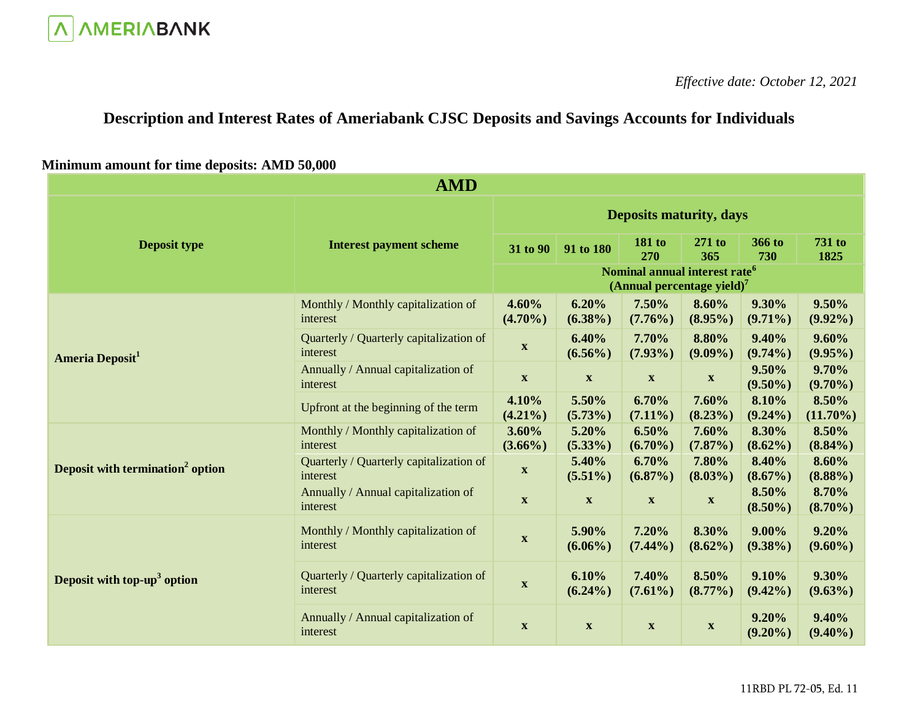AMERIABANK

*Effective date: October 12, 2021*

## Description and Interest Rates of Ameriabank CJSC Deposits and Savings Accounts for Individuals

**Minimum amount for time deposits: AMD 50,000**

| AMD | | | | | | | |
|---|---|---|---|---|---|---|---|
| **Deposit type** | **Interest payment scheme** | **Deposits maturity, days** | | | | | |
| | | **31 to 90** | **91 to 180** | **181 to 270** | **271 to 365** | **366 to 730** | **731 to 1825** |
| | | **Nominal annual interest rate[6] (Annual percentage yield)[7]** | | | | | |
| **Ameria Deposit[1]** | Monthly / Monthly capitalization of interest | **4.60% (4.70%)** | **6.20% (6.38%)** | **7.50% (7.76%)** | **8.60% (8.95%)** | **9.30% (9.71%)** | **9.50% (9.92%)** |
| | Quarterly / Quarterly capitalization of interest | **x** | **6.40% (6.56%)** | **7.70% (7.93%)** | **8.80% (9.09%)** | **9.40% (9.74%)** | **9.60% (9.95%)** |
| | Annually / Annual capitalization of interest | **x** | **x** | **x** | **x** | **9.50% (9.50%)** | **9.70% (9.70%)** |
| | Upfront at the beginning of the term | **4.10% (4.21%)** | **5.50% (5.73%)** | **6.70% (7.11%)** | **7.60% (8.23%)** | **8.10% (9.24%)** | **8.50% (11.70%)** |
| **Deposit with termination[2] option** | Monthly / Monthly capitalization of interest | **3.60% (3.66%)** | **5.20% (5.33%)** | **6.50% (6.70%)** | **7.60% (7.87%)** | **8.30% (8.62%)** | **8.50% (8.84%)** |
| | Quarterly / Quarterly capitalization of interest | **x** | **5.40% (5.51%)** | **6.70% (6.87%)** | **7.80% (8.03%)** | **8.40% (8.67%)** | **8.60% (8.88%)** |
| | Annually / Annual capitalization of interest | **x** | **x** | **x** | **x** | **8.50% (8.50%)** | **8.70% (8.70%)** |
| **Deposit with top-up[3] option** | Monthly / Monthly capitalization of interest | **x** | **5.90% (6.06%)** | **7.20% (7.44%)** | **8.30% (8.62%)** | **9.00% (9.38%)** | **9.20% (9.60%)** |
| | Quarterly / Quarterly capitalization of interest | **x** | **6.10% (6.24%)** | **7.40% (7.61%)** | **8.50% (8.77%)** | **9.10% (9.42%)** | **9.30% (9.63%)** |
| | Annually / Annual capitalization of interest | **x** | **x** | **x** | **x** | **9.20% (9.20%)** | **9.40% (9.40%)** |

11RBD PL 72-05, Ed. 11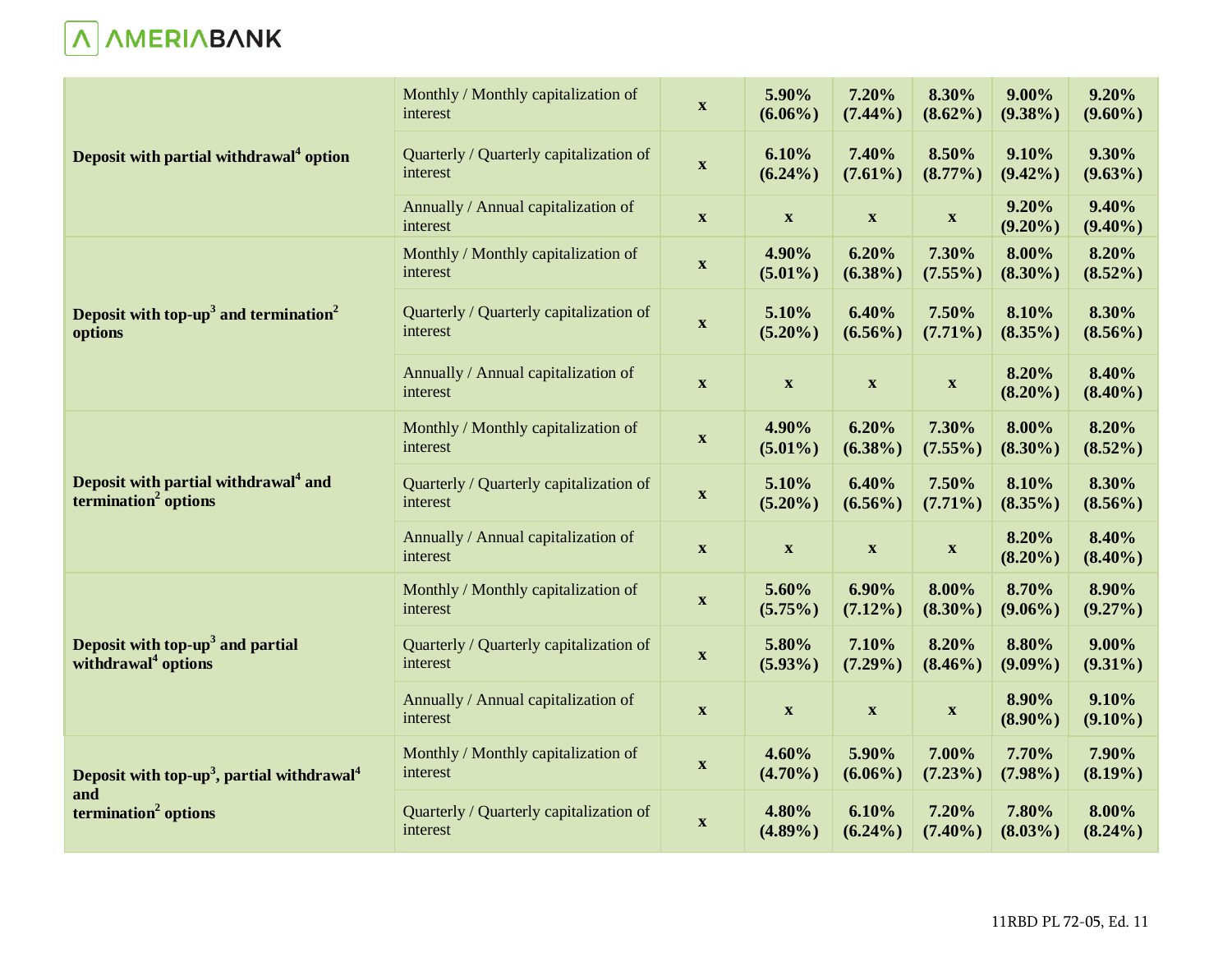| | | | | | | | |
|---|---|---|---|---|---|---|---|
| **Deposit with partial withdrawal[4] option** | Monthly / Monthly capitalization of interest | **x** | **5.90% (6.06%)** | **7.20% (7.44%)** | **8.30% (8.62%)** | **9.00% (9.38%)** | **9.20% (9.60%)** |
| | Quarterly / Quarterly capitalization of interest | **x** | **6.10% (6.24%)** | **7.40% (7.61%)** | **8.50% (8.77%)** | **9.10% (9.42%)** | **9.30% (9.63%)** |
| | Annually / Annual capitalization of interest | **x** | **x** | **x** | **x** | **9.20% (9.20%)** | **9.40% (9.40%)** |
| **Deposit with top-up[3] and termination[2] options** | Monthly / Monthly capitalization of interest | **x** | **4.90% (5.01%)** | **6.20% (6.38%)** | **7.30% (7.55%)** | **8.00% (8.30%)** | **8.20% (8.52%)** |
| | Quarterly / Quarterly capitalization of interest | **x** | **5.10% (5.20%)** | **6.40% (6.56%)** | **7.50% (7.71%)** | **8.10% (8.35%)** | **8.30% (8.56%)** |
| | Annually / Annual capitalization of interest | **x** | **x** | **x** | **x** | **8.20% (8.20%)** | **8.40% (8.40%)** |
| **Deposit with partial withdrawal[4] and termination[2] options** | Monthly / Monthly capitalization of interest | **x** | **4.90% (5.01%)** | **6.20% (6.38%)** | **7.30% (7.55%)** | **8.00% (8.30%)** | **8.20% (8.52%)** |
| | Quarterly / Quarterly capitalization of interest | **x** | **5.10% (5.20%)** | **6.40% (6.56%)** | **7.50% (7.71%)** | **8.10% (8.35%)** | **8.30% (8.56%)** |
| | Annually / Annual capitalization of interest | **x** | **x** | **x** | **x** | **8.20% (8.20%)** | **8.40% (8.40%)** |
| **Deposit with top-up[3] and partial withdrawal[4] options** | Monthly / Monthly capitalization of interest | **x** | **5.60% (5.75%)** | **6.90% (7.12%)** | **8.00% (8.30%)** | **8.70% (9.06%)** | **8.90% (9.27%)** |
| | Quarterly / Quarterly capitalization of interest | **x** | **5.80% (5.93%)** | **7.10% (7.29%)** | **8.20% (8.46%)** | **8.80% (9.09%)** | **9.00% (9.31%)** |
| | Annually / Annual capitalization of interest | **x** | **x** | **x** | **x** | **8.90% (8.90%)** | **9.10% (9.10%)** |
| **Deposit with top-up[3], partial withdrawal[4] and termination[2] options** | Monthly / Monthly capitalization of interest | **x** | **4.60% (4.70%)** | **5.90% (6.06%)** | **7.00% (7.23%)** | **7.70% (7.98%)** | **7.90% (8.19%)** |
| | Quarterly / Quarterly capitalization of interest | **x** | **4.80% (4.89%)** | **6.10% (6.24%)** | **7.20% (7.40%)** | **7.80% (8.03%)** | **8.00% (8.24%)** |

11RBD PL 72-05, Ed. 11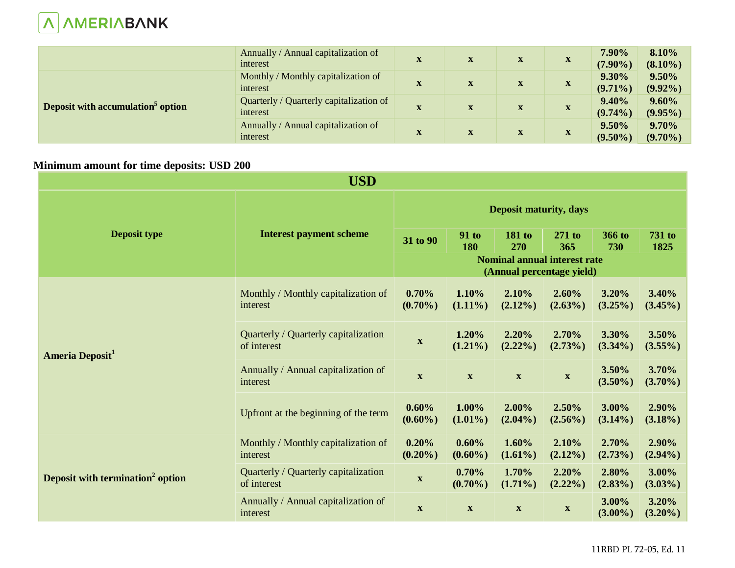| | | | | | | | |
|---|---|---|---|---|---|---|---|
| | Annually / Annual capitalization of interest | x | x | x | x | 7.90% (7.90%) | 8.10% (8.10%) |
| **Deposit with accumulation[5] option** | Monthly / Monthly capitalization of interest | x | x | x | x | 9.30% (9.71%) | 9.50% (9.92%) |
| | Quarterly / Quarterly capitalization of interest | x | x | x | x | 9.40% (9.74%) | 9.60% (9.95%) |
| | Annually / Annual capitalization of interest | x | x | x | x | 9.50% (9.50%) | 9.70% (9.70%) |

**Minimum amount for time deposits: USD 200**

| **USD** | | | | | | | |
|---|---|---|---|---|---|---|---|
| **Deposit type** | **Interest payment scheme** | **Deposit maturity, days** | | | | | |
| | | **31 to 90** | **91 to 180** | **181 to 270** | **271 to 365** | **366 to 730** | **731 to 1825** |
| | | **Nominal annual interest rate (Annual percentage yield)** | | | | | |
| **Ameria Deposit[1]** | Monthly / Monthly capitalization of interest | **0.70% (0.70%)** | **1.10% (1.11%)** | **2.10% (2.12%)** | **2.60% (2.63%)** | **3.20% (3.25%)** | **3.40% (3.45%)** |
| | Quarterly / Quarterly capitalization of interest | **x** | **1.20% (1.21%)** | **2.20% (2.22%)** | **2.70% (2.73%)** | **3.30% (3.34%)** | **3.50% (3.55%)** |
| | Annually / Annual capitalization of interest | **x** | **x** | **x** | **x** | **3.50% (3.50%)** | **3.70% (3.70%)** |
| | Upfront at the beginning of the term | **0.60% (0.60%)** | **1.00% (1.01%)** | **2.00% (2.04%)** | **2.50% (2.56%)** | **3.00% (3.14%)** | **2.90% (3.18%)** |
| **Deposit with termination[2] option** | Monthly / Monthly capitalization of interest | **0.20% (0.20%)** | **0.60% (0.60%)** | **1.60% (1.61%)** | **2.10% (2.12%)** | **2.70% (2.73%)** | **2.90% (2.94%)** |
| | Quarterly / Quarterly capitalization of interest | **x** | **0.70% (0.70%)** | **1.70% (1.71%)** | **2.20% (2.22%)** | **2.80% (2.83%)** | **3.00% (3.03%)** |
| | Annually / Annual capitalization of interest | **x** | **x** | **x** | **x** | **3.00% (3.00%)** | **3.20% (3.20%)** |

11RBD PL 72-05, Ed. 11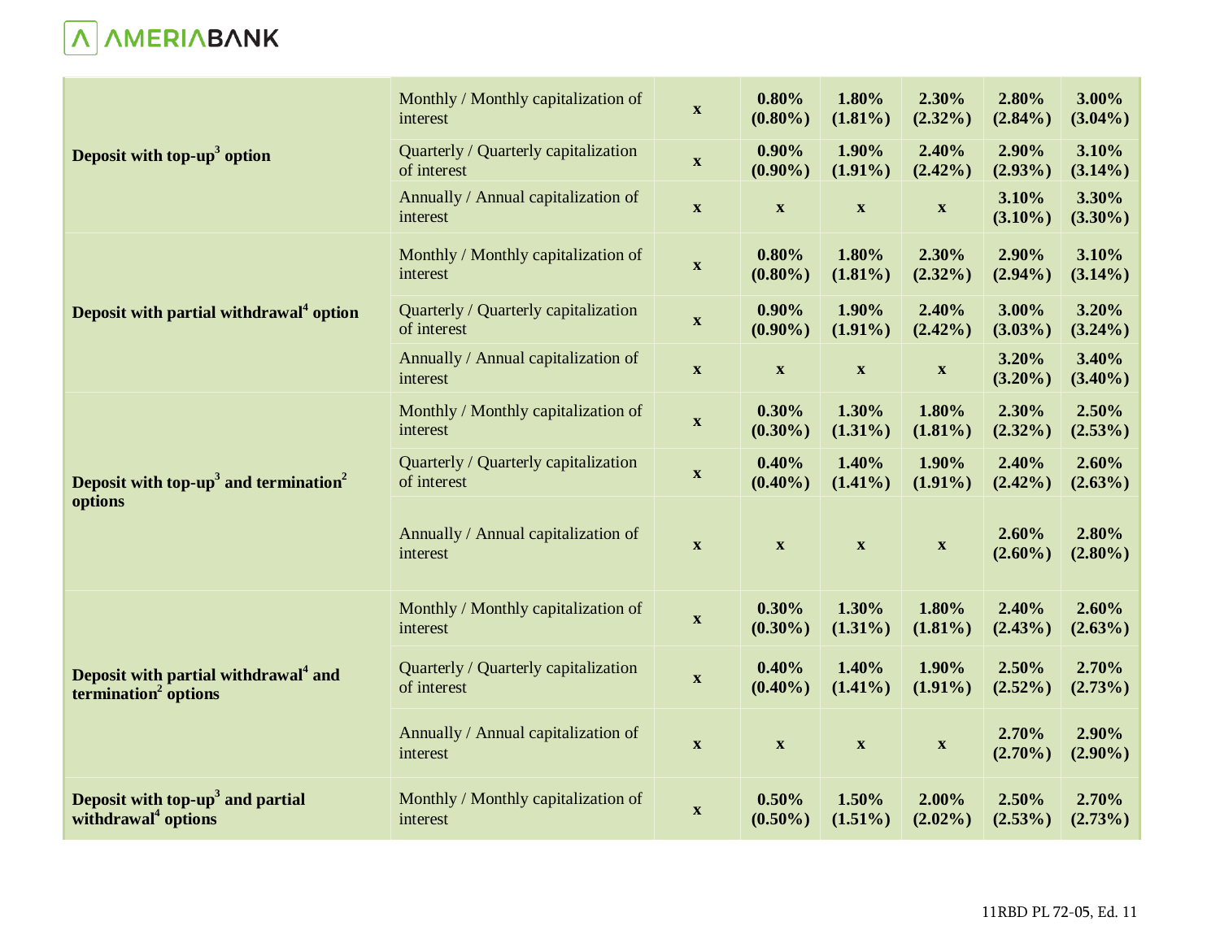| | | | | | | | |
|---|---|---|---|---|---|---|---|
| **Deposit with top-up[3] option** | Monthly / Monthly capitalization of interest | **x** | **0.80% (0.80%)** | **1.80% (1.81%)** | **2.30% (2.32%)** | **2.80% (2.84%)** | **3.00% (3.04%)** |
| | Quarterly / Quarterly capitalization of interest | **x** | **0.90% (0.90%)** | **1.90% (1.91%)** | **2.40% (2.42%)** | **2.90% (2.93%)** | **3.10% (3.14%)** |
| | Annually / Annual capitalization of interest | **x** | **x** | **x** | **x** | **3.10% (3.10%)** | **3.30% (3.30%)** |
| **Deposit with partial withdrawal[4] option** | Monthly / Monthly capitalization of interest | **x** | **0.80% (0.80%)** | **1.80% (1.81%)** | **2.30% (2.32%)** | **2.90% (2.94%)** | **3.10% (3.14%)** |
| | Quarterly / Quarterly capitalization of interest | **x** | **0.90% (0.90%)** | **1.90% (1.91%)** | **2.40% (2.42%)** | **3.00% (3.03%)** | **3.20% (3.24%)** |
| | Annually / Annual capitalization of interest | **x** | **x** | **x** | **x** | **3.20% (3.20%)** | **3.40% (3.40%)** |
| **Deposit with top-up[3] and termination[2] options** | Monthly / Monthly capitalization of interest | **x** | **0.30% (0.30%)** | **1.30% (1.31%)** | **1.80% (1.81%)** | **2.30% (2.32%)** | **2.50% (2.53%)** |
| | Quarterly / Quarterly capitalization of interest | **x** | **0.40% (0.40%)** | **1.40% (1.41%)** | **1.90% (1.91%)** | **2.40% (2.42%)** | **2.60% (2.63%)** |
| | Annually / Annual capitalization of interest | **x** | **x** | **x** | **x** | **2.60% (2.60%)** | **2.80% (2.80%)** |
| **Deposit with partial withdrawal[4] and termination[2] options** | Monthly / Monthly capitalization of interest | **x** | **0.30% (0.30%)** | **1.30% (1.31%)** | **1.80% (1.81%)** | **2.40% (2.43%)** | **2.60% (2.63%)** |
| | Quarterly / Quarterly capitalization of interest | **x** | **0.40% (0.40%)** | **1.40% (1.41%)** | **1.90% (1.91%)** | **2.50% (2.52%)** | **2.70% (2.73%)** |
| | Annually / Annual capitalization of interest | **x** | **x** | **x** | **x** | **2.70% (2.70%)** | **2.90% (2.90%)** |
| **Deposit with top-up[3] and partial withdrawal[4] options** | Monthly / Monthly capitalization of interest | **x** | **0.50% (0.50%)** | **1.50% (1.51%)** | **2.00% (2.02%)** | **2.50% (2.53%)** | **2.70% (2.73%)** |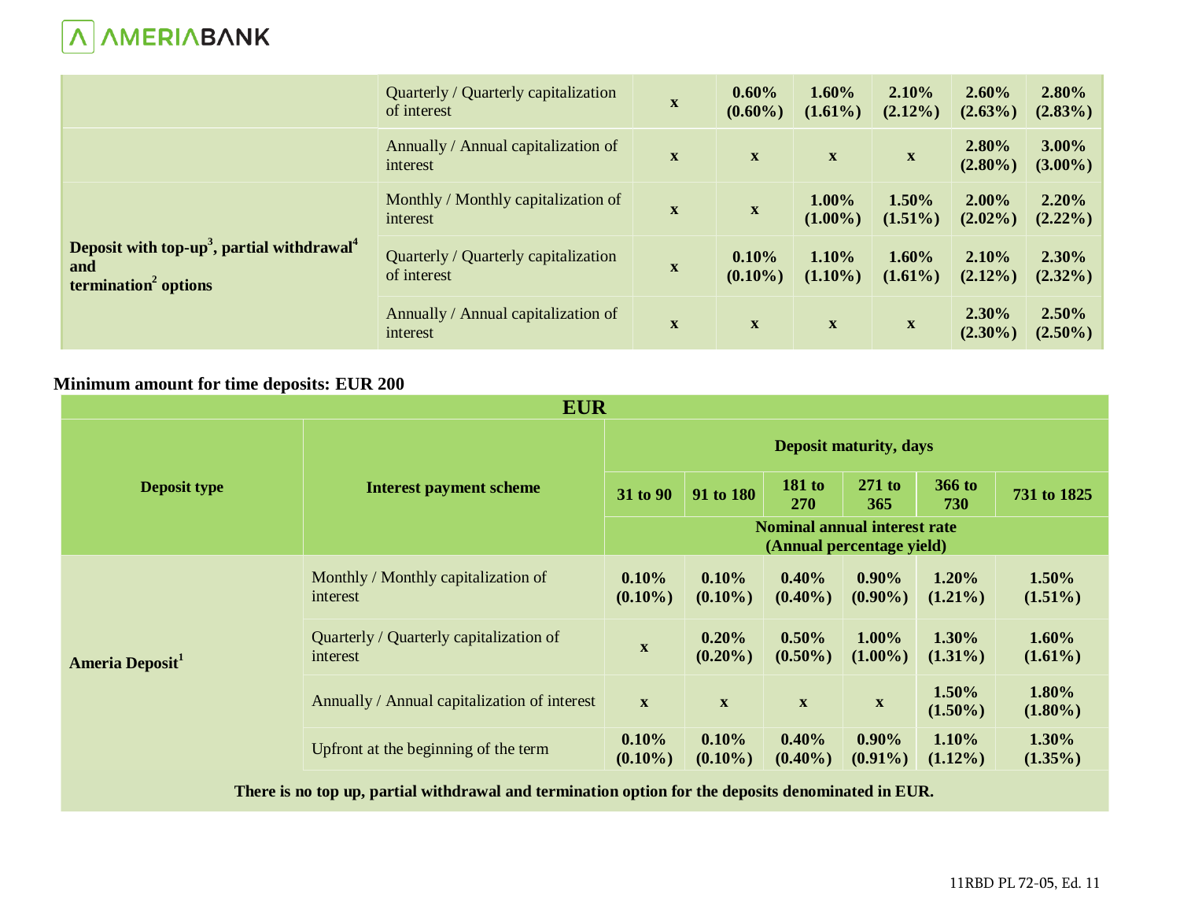| | | | | | | | |
|---|---|---|---|---|---|---|---|
| | Quarterly / Quarterly capitalization of interest | **x** | **0.60% (0.60%)** | **1.60% (1.61%)** | **2.10% (2.12%)** | **2.60% (2.63%)** | **2.80% (2.83%)** |
| | Annually / Annual capitalization of interest | **x** | **x** | **x** | **x** | **2.80% (2.80%)** | **3.00% (3.00%)** |
| **Deposit with top-up[3], partial withdrawal[4] and termination[2] options** | Monthly / Monthly capitalization of interest | **x** | **x** | **1.00% (1.00%)** | **1.50% (1.51%)** | **2.00% (2.02%)** | **2.20% (2.22%)** |
| | Quarterly / Quarterly capitalization of interest | **x** | **0.10% (0.10%)** | **1.10% (1.10%)** | **1.60% (1.61%)** | **2.10% (2.12%)** | **2.30% (2.32%)** |
| | Annually / Annual capitalization of interest | **x** | **x** | **x** | **x** | **2.30% (2.30%)** | **2.50% (2.50%)** |

**Minimum amount for time deposits: EUR 200**

| **EUR** | | | | | | | |
|---|---|---|---|---|---|---|---|
| **Deposit type** | **Interest payment scheme** | **Deposit maturity, days** | | | | | |
| | | **31 to 90** | **91 to 180** | **181 to 270** | **271 to 365** | **366 to 730** | **731 to 1825** |
| | | **Nominal annual interest rate (Annual percentage yield)** | | | | | |
| **Ameria Deposit[1]** | Monthly / Monthly capitalization of interest | **0.10% (0.10%)** | **0.10% (0.10%)** | **0.40% (0.40%)** | **0.90% (0.90%)** | **1.20% (1.21%)** | **1.50% (1.51%)** |
| | Quarterly / Quarterly capitalization of interest | **x** | **0.20% (0.20%)** | **0.50% (0.50%)** | **1.00% (1.00%)** | **1.30% (1.31%)** | **1.60% (1.61%)** |
| | Annually / Annual capitalization of interest | **x** | **x** | **x** | **x** | **1.50% (1.50%)** | **1.80% (1.80%)** |
| | Upfront at the beginning of the term | **0.10% (0.10%)** | **0.10% (0.10%)** | **0.40% (0.40%)** | **0.90% (0.91%)** | **1.10% (1.12%)** | **1.30% (1.35%)** |

**There is no top up, partial withdrawal and termination option for the deposits denominated in EUR.**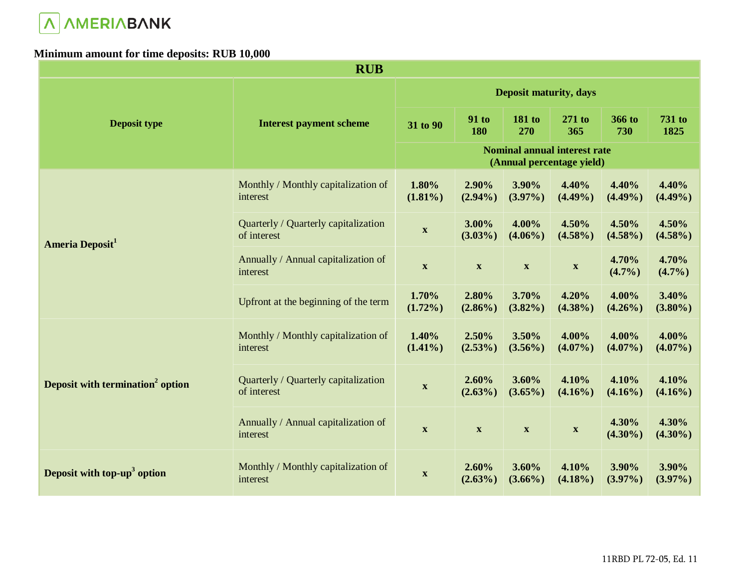**Minimum amount for time deposits: RUB 10,000**

| RUB | | | | | | | |
|---|---|---|---|---|---|---|---|
| Deposit type | Interest payment scheme | Deposit maturity, days | | | | | |
| | | 31 to 90 | 91 to 180 | 181 to 270 | 271 to 365 | 366 to 730 | 731 to 1825 |
| | | Nominal annual interest rate (Annual percentage yield) | | | | | |
| **Ameria Deposit**[1] | Monthly / Monthly capitalization of interest | **1.80% (1.81%)** | **2.90% (2.94%)** | **3.90% (3.97%)** | **4.40% (4.49%)** | **4.40% (4.49%)** | **4.40% (4.49%)** |
| | Quarterly / Quarterly capitalization of interest | **x** | **3.00% (3.03%)** | **4.00% (4.06%)** | **4.50% (4.58%)** | **4.50% (4.58%)** | **4.50% (4.58%)** |
| | Annually / Annual capitalization of interest | **x** | **x** | **x** | **x** | **4.70% (4.7%)** | **4.70% (4.7%)** |
| | Upfront at the beginning of the term | **1.70% (1.72%)** | **2.80% (2.86%)** | **3.70% (3.82%)** | **4.20% (4.38%)** | **4.00% (4.26%)** | **3.40% (3.80%)** |
| **Deposit with termination**[2] **option** | Monthly / Monthly capitalization of interest | **1.40% (1.41%)** | **2.50% (2.53%)** | **3.50% (3.56%)** | **4.00% (4.07%)** | **4.00% (4.07%)** | **4.00% (4.07%)** |
| | Quarterly / Quarterly capitalization of interest | **x** | **2.60% (2.63%)** | **3.60% (3.65%)** | **4.10% (4.16%)** | **4.10% (4.16%)** | **4.10% (4.16%)** |
| | Annually / Annual capitalization of interest | **x** | **x** | **x** | **x** | **4.30% (4.30%)** | **4.30% (4.30%)** |
| **Deposit with top-up**[3] **option** | Monthly / Monthly capitalization of interest | **x** | **2.60% (2.63%)** | **3.60% (3.66%)** | **4.10% (4.18%)** | **3.90% (3.97%)** | **3.90% (3.97%)** |

11RBD PL 72-05, Ed. 11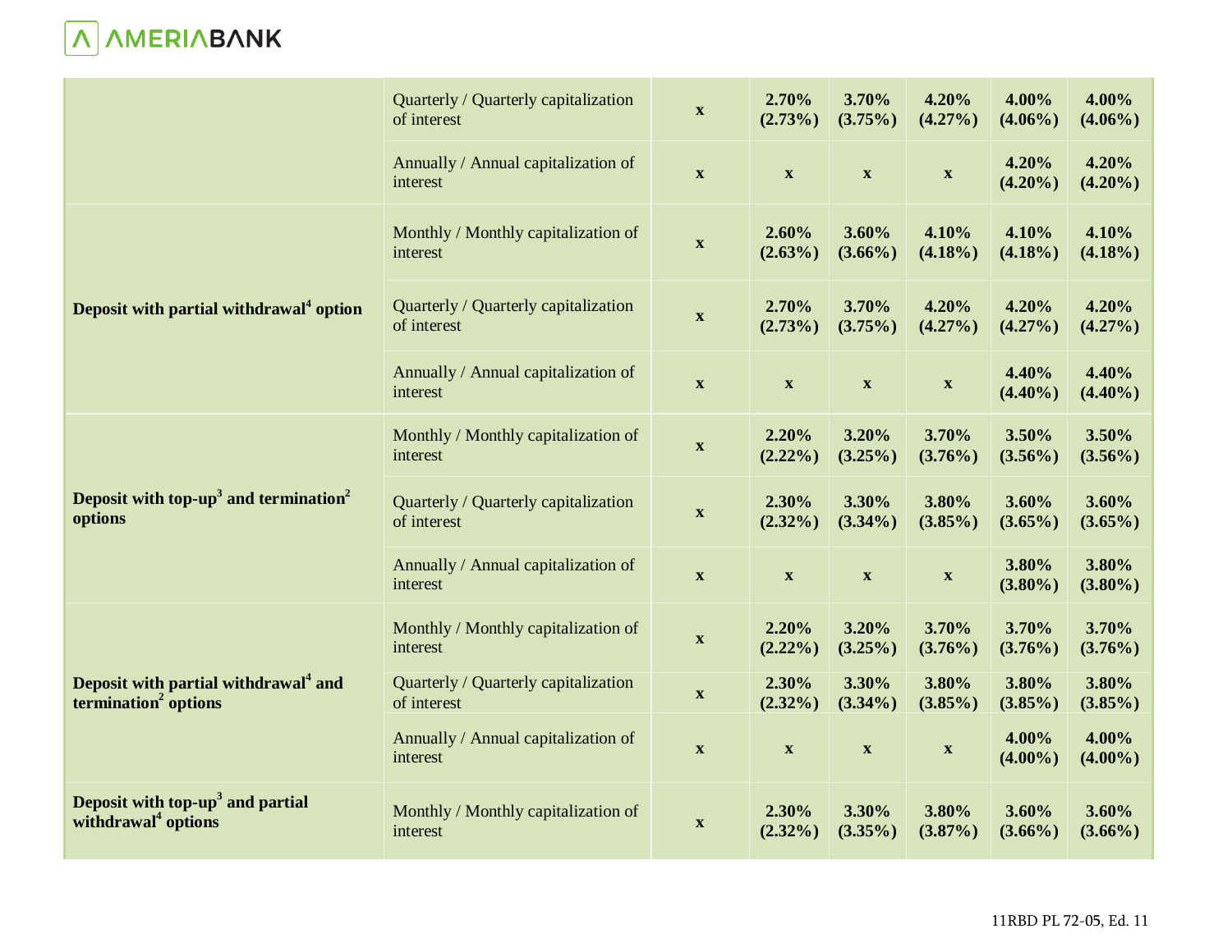| | | | | | | | |
|---|---|---|---|---|---|---|---|
| | Quarterly / Quarterly capitalization of interest | x | **2.70% (2.73%)** | **3.70% (3.75%)** | **4.20% (4.27%)** | **4.00% (4.06%)** | **4.00% (4.06%)** |
| | Annually / Annual capitalization of interest | x | x | x | x | **4.20% (4.20%)** | **4.20% (4.20%)** |
| **Deposit with partial withdrawal[4] option** | Monthly / Monthly capitalization of interest | x | **2.60% (2.63%)** | **3.60% (3.66%)** | **4.10% (4.18%)** | **4.10% (4.18%)** | **4.10% (4.18%)** |
| | Quarterly / Quarterly capitalization of interest | x | **2.70% (2.73%)** | **3.70% (3.75%)** | **4.20% (4.27%)** | **4.20% (4.27%)** | **4.20% (4.27%)** |
| | Annually / Annual capitalization of interest | x | x | x | x | **4.40% (4.40%)** | **4.40% (4.40%)** |
| **Deposit with top-up[3] and termination[2] options** | Monthly / Monthly capitalization of interest | x | **2.20% (2.22%)** | **3.20% (3.25%)** | **3.70% (3.76%)** | **3.50% (3.56%)** | **3.50% (3.56%)** |
| | Quarterly / Quarterly capitalization of interest | x | **2.30% (2.32%)** | **3.30% (3.34%)** | **3.80% (3.85%)** | **3.60% (3.65%)** | **3.60% (3.65%)** |
| | Annually / Annual capitalization of interest | x | x | x | x | **3.80% (3.80%)** | **3.80% (3.80%)** |
| **Deposit with partial withdrawal[4] and termination[2] options** | Monthly / Monthly capitalization of interest | x | **2.20% (2.22%)** | **3.20% (3.25%)** | **3.70% (3.76%)** | **3.70% (3.76%)** | **3.70% (3.76%)** |
| | Quarterly / Quarterly capitalization of interest | x | **2.30% (2.32%)** | **3.30% (3.34%)** | **3.80% (3.85%)** | **3.80% (3.85%)** | **3.80% (3.85%)** |
| | Annually / Annual capitalization of interest | x | x | x | x | **4.00% (4.00%)** | **4.00% (4.00%)** |
| **Deposit with top-up[3] and partial withdrawal[4] options** | Monthly / Monthly capitalization of interest | x | **2.30% (2.32%)** | **3.30% (3.35%)** | **3.80% (3.87%)** | **3.60% (3.66%)** | **3.60% (3.66%)** |

11RBD PL 72-05, Ed. 11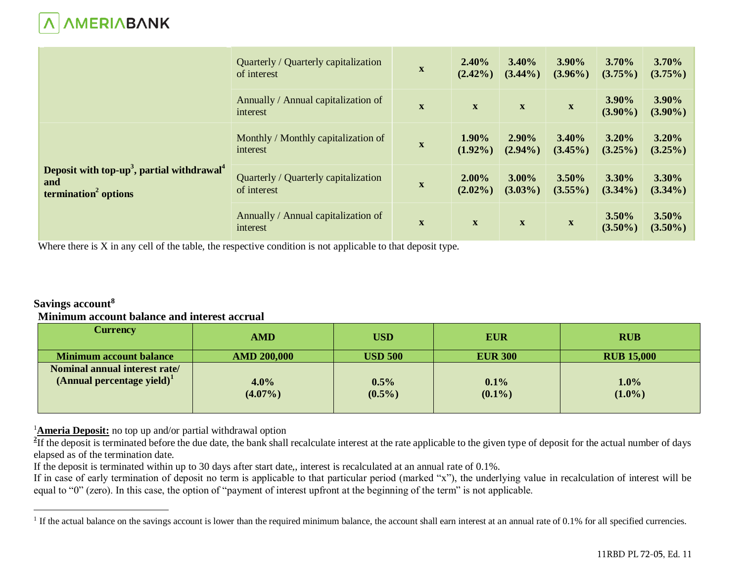| | | | | | | | |
|---|---|---|---|---|---|---|---|
| | Quarterly / Quarterly capitalization of interest | **x** | **2.40% (2.42%)** | **3.40% (3.44%)** | **3.90% (3.96%)** | **3.70% (3.75%)** | **3.70% (3.75%)** |
| | Annually / Annual capitalization of interest | **x** | **x** | **x** | **x** | **3.90% (3.90%)** | **3.90% (3.90%)** |
| **Deposit with top-up[3], partial withdrawal[4] and termination[2] options** | Monthly / Monthly capitalization of interest | **x** | **1.90% (1.92%)** | **2.90% (2.94%)** | **3.40% (3.45%)** | **3.20% (3.25%)** | **3.20% (3.25%)** |
| | Quarterly / Quarterly capitalization of interest | **x** | **2.00% (2.02%)** | **3.00% (3.03%)** | **3.50% (3.55%)** | **3.30% (3.34%)** | **3.30% (3.34%)** |
| | Annually / Annual capitalization of interest | **x** | **x** | **x** | **x** | **3.50% (3.50%)** | **3.50% (3.50%)** |

Where there is X in any cell of the table, the respective condition is not applicable to that deposit type.

**Savings account[8]**

**Minimum account balance and interest accrual**

| Currency | AMD | USD | EUR | RUB |
|---|---|---|---|---|
| **Minimum account balance** | **AMD 200,000** | **USD 500** | **EUR 300** | **RUB 15,000** |
| **Nominal annual interest rate/ (Annual percentage yield)[1]** | **4.0% (4.07%)** | **0.5% (0.5%)** | **0.1% (0.1%)** | **1.0% (1.0%)** |

[1]**Ameria Deposit:** no top up and/or partial withdrawal option

[2]If the deposit is terminated before the due date, the bank shall recalculate interest at the rate applicable to the given type of deposit for the actual number of days elapsed as of the termination date.

If the deposit is terminated within up to 30 days after start date,, interest is recalculated at an annual rate of 0.1%.

If in case of early termination of deposit no term is applicable to that particular period (marked "x"), the underlying value in recalculation of interest will be equal to "0" (zero). In this case, the option of "payment of interest upfront at the beginning of the term" is not applicable.

[1] If the actual balance on the savings account is lower than the required minimum balance, the account shall earn interest at an annual rate of 0.1% for all specified currencies.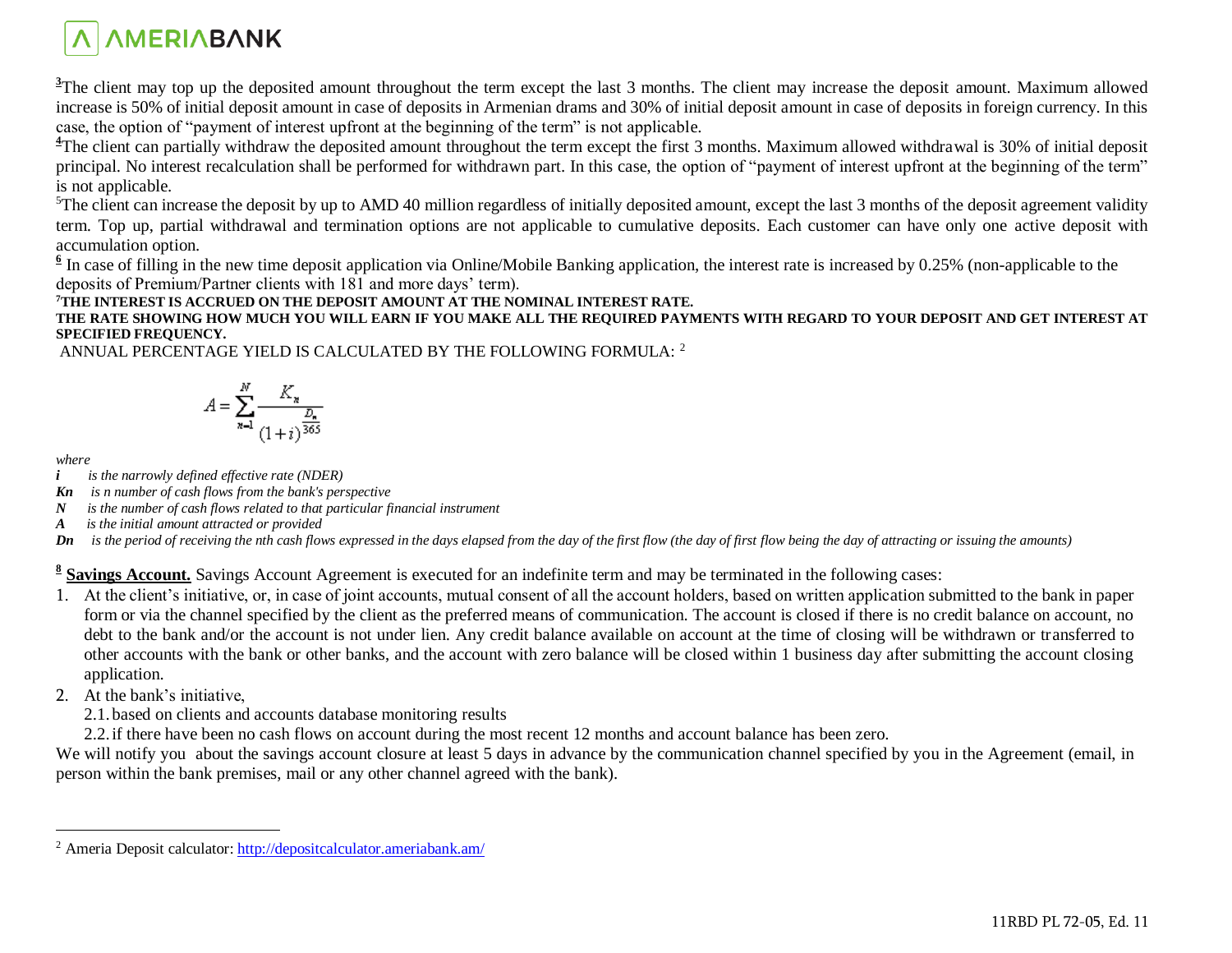[3]The client may top up the deposited amount throughout the term except the last 3 months. The client may increase the deposit amount. Maximum allowed increase is 50% of initial deposit amount in case of deposits in Armenian drams and 30% of initial deposit amount in case of deposits in foreign currency. In this case, the option of "payment of interest upfront at the beginning of the term" is not applicable.

[4]The client can partially withdraw the deposited amount throughout the term except the first 3 months. Maximum allowed withdrawal is 30% of initial deposit principal. No interest recalculation shall be performed for withdrawn part. In this case, the option of "payment of interest upfront at the beginning of the term" is not applicable.

[5]The client can increase the deposit by up to AMD 40 million regardless of initially deposited amount, except the last 3 months of the deposit agreement validity term. Top up, partial withdrawal and termination options are not applicable to cumulative deposits. Each customer can have only one active deposit with accumulation option.

[6] In case of filling in the new time deposit application via Online/Mobile Banking application, the interest rate is increased by 0.25% (non-applicable to the deposits of Premium/Partner clients with 181 and more days' term).

[7]**THE INTEREST IS ACCRUED ON THE DEPOSIT AMOUNT AT THE NOMINAL INTEREST RATE.**

**THE RATE SHOWING HOW MUCH YOU WILL EARN IF YOU MAKE ALL THE REQUIRED PAYMENTS WITH REGARD TO YOUR DEPOSIT AND GET INTEREST AT SPECIFIED FREQUENCY.**

ANNUAL PERCENTAGE YIELD IS CALCULATED BY THE FOLLOWING FORMULA: [2]

$$A = \sum_{n=1}^{N} \frac{K_n}{(1+i)^{\frac{D_n}{365}}}$$

*where*

***i*** *is the narrowly defined effective rate (NDER)*

***Kn*** *is n number of cash flows from the bank's perspective*

***N*** *is the number of cash flows related to that particular financial instrument*

***A*** *is the initial amount attracted or provided*

***Dn*** *is the period of receiving the nth cash flows expressed in the days elapsed from the day of the first flow (the day of first flow being the day of attracting or issuing the amounts)*

[8] **Savings Account.** Savings Account Agreement is executed for an indefinite term and may be terminated in the following cases:

1. At the client's initiative, or, in case of joint accounts, mutual consent of all the account holders, based on written application submitted to the bank in paper form or via the channel specified by the client as the preferred means of communication. The account is closed if there is no credit balance on account, no debt to the bank and/or the account is not under lien. Any credit balance available on account at the time of closing will be withdrawn or transferred to other accounts with the bank or other banks, and the account with zero balance will be closed within 1 business day after submitting the account closing application.
2. At the bank's initiative,
   2.1. based on clients and accounts database monitoring results
   2.2. if there have been no cash flows on account during the most recent 12 months and account balance has been zero.

We will notify you about the savings account closure at least 5 days in advance by the communication channel specified by you in the Agreement (email, in person within the bank premises, mail or any other channel agreed with the bank).

[2] Ameria Deposit calculator: http://depositcalculator.ameriabank.am/

11RBD PL 72-05, Ed. 11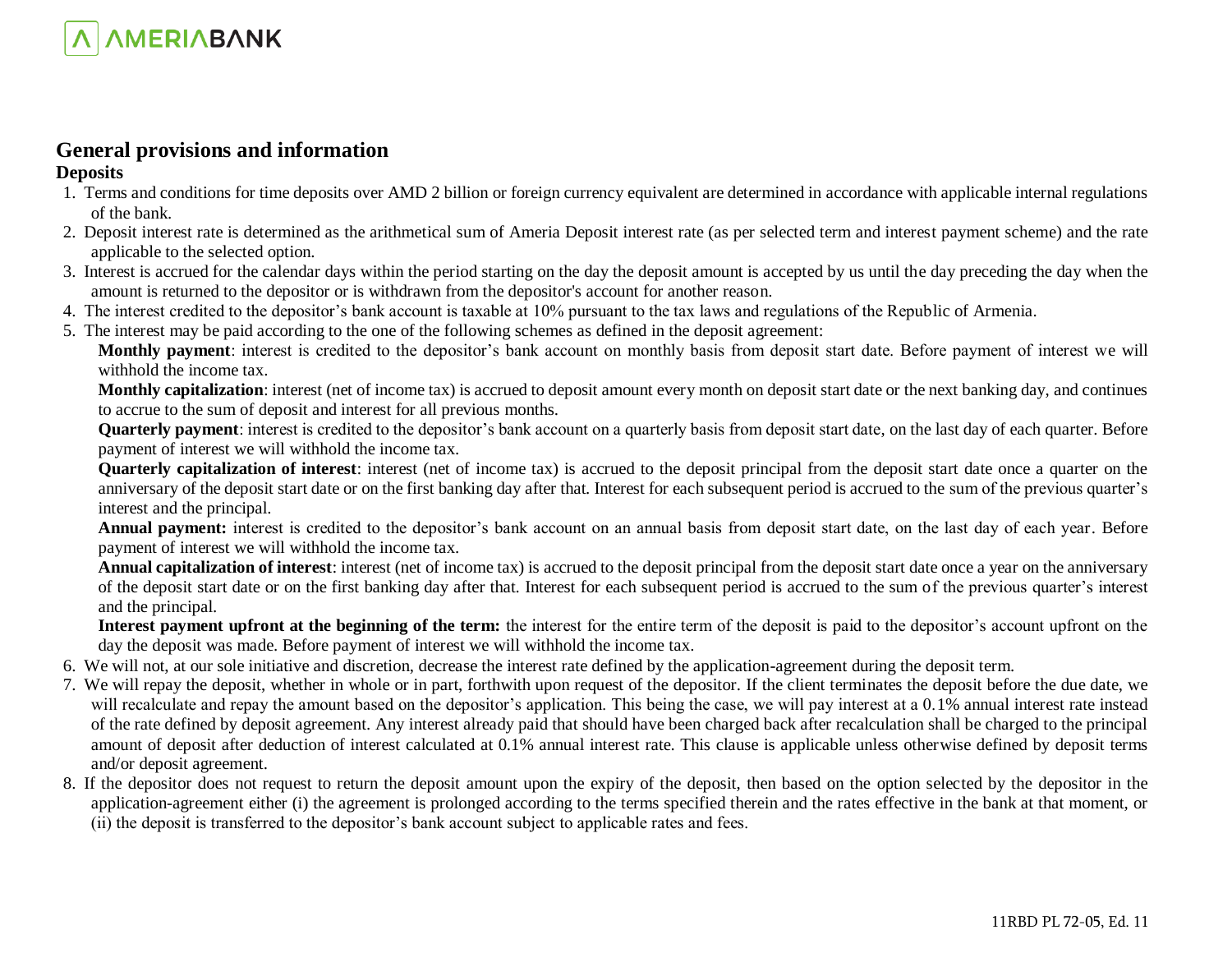## General provisions and information

### Deposits

1. Terms and conditions for time deposits over AMD 2 billion or foreign currency equivalent are determined in accordance with applicable internal regulations of the bank.
2. Deposit interest rate is determined as the arithmetical sum of Ameria Deposit interest rate (as per selected term and interest payment scheme) and the rate applicable to the selected option.
3. Interest is accrued for the calendar days within the period starting on the day the deposit amount is accepted by us until the day preceding the day when the amount is returned to the depositor or is withdrawn from the depositor's account for another reason.
4. The interest credited to the depositor's bank account is taxable at 10% pursuant to the tax laws and regulations of the Republic of Armenia.
5. The interest may be paid according to the one of the following schemes as defined in the deposit agreement:

   **Monthly payment**: interest is credited to the depositor's bank account on monthly basis from deposit start date. Before payment of interest we will withhold the income tax.

   **Monthly capitalization**: interest (net of income tax) is accrued to deposit amount every month on deposit start date or the next banking day, and continues to accrue to the sum of deposit and interest for all previous months.

   **Quarterly payment**: interest is credited to the depositor's bank account on a quarterly basis from deposit start date, on the last day of each quarter. Before payment of interest we will withhold the income tax.

   **Quarterly capitalization of interest**: interest (net of income tax) is accrued to the deposit principal from the deposit start date once a quarter on the anniversary of the deposit start date or on the first banking day after that. Interest for each subsequent period is accrued to the sum of the previous quarter's interest and the principal.

   **Annual payment:** interest is credited to the depositor's bank account on an annual basis from deposit start date, on the last day of each year. Before payment of interest we will withhold the income tax.

   **Annual capitalization of interest**: interest (net of income tax) is accrued to the deposit principal from the deposit start date once a year on the anniversary of the deposit start date or on the first banking day after that. Interest for each subsequent period is accrued to the sum of the previous quarter's interest and the principal.

   **Interest payment upfront at the beginning of the term:** the interest for the entire term of the deposit is paid to the depositor's account upfront on the day the deposit was made. Before payment of interest we will withhold the income tax.
6. We will not, at our sole initiative and discretion, decrease the interest rate defined by the application-agreement during the deposit term.
7. We will repay the deposit, whether in whole or in part, forthwith upon request of the depositor. If the client terminates the deposit before the due date, we will recalculate and repay the amount based on the depositor's application. This being the case, we will pay interest at a 0.1% annual interest rate instead of the rate defined by deposit agreement. Any interest already paid that should have been charged back after recalculation shall be charged to the principal amount of deposit after deduction of interest calculated at 0.1% annual interest rate. This clause is applicable unless otherwise defined by deposit terms and/or deposit agreement.
8. If the depositor does not request to return the deposit amount upon the expiry of the deposit, then based on the option selected by the depositor in the application-agreement either (i) the agreement is prolonged according to the terms specified therein and the rates effective in the bank at that moment, or (ii) the deposit is transferred to the depositor's bank account subject to applicable rates and fees.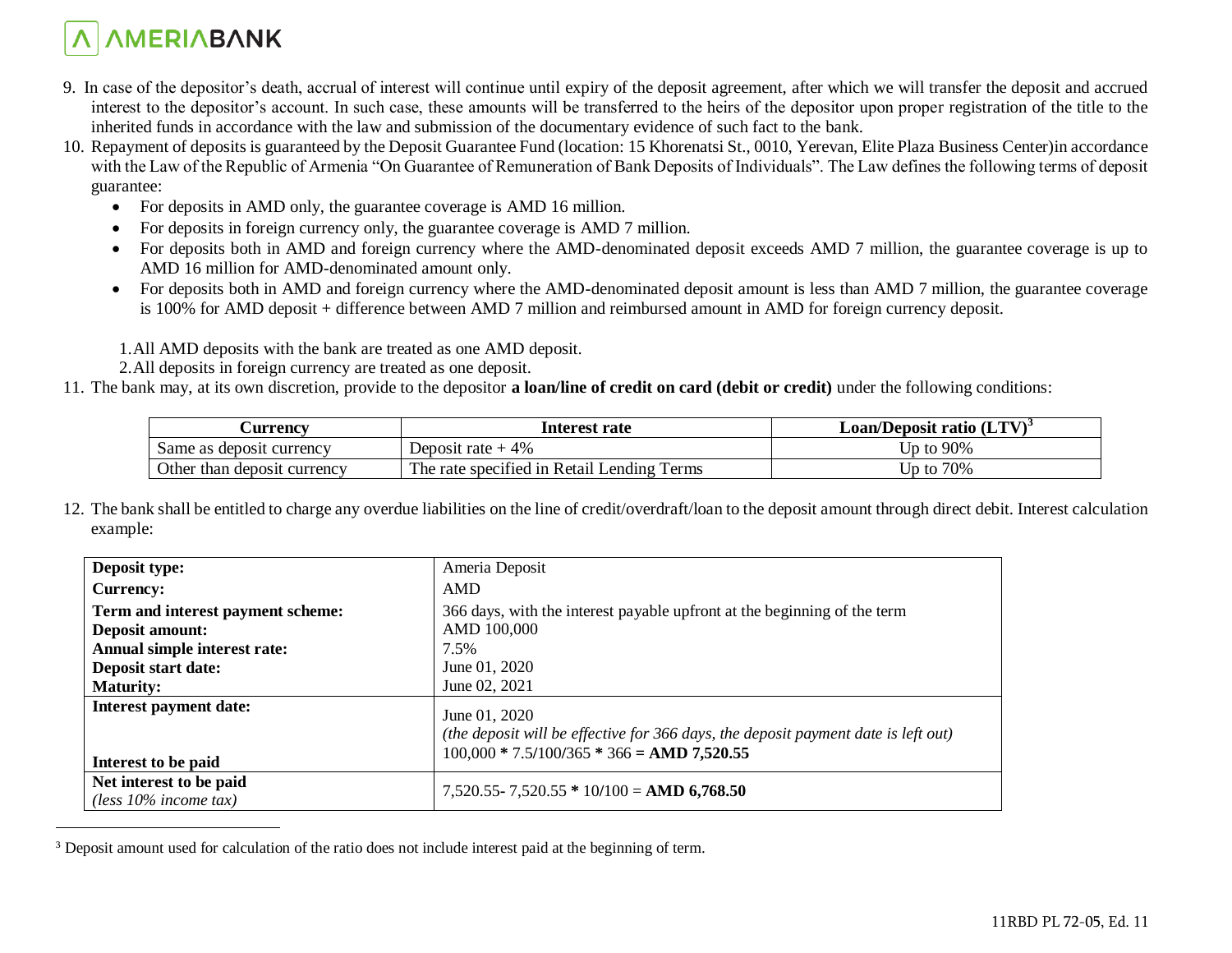9. In case of the depositor's death, accrual of interest will continue until expiry of the deposit agreement, after which we will transfer the deposit and accrued interest to the depositor's account. In such case, these amounts will be transferred to the heirs of the depositor upon proper registration of the title to the inherited funds in accordance with the law and submission of the documentary evidence of such fact to the bank.
10. Repayment of deposits is guaranteed by the Deposit Guarantee Fund (location: 15 Khorenatsi St., 0010, Yerevan, Elite Plaza Business Center)in accordance with the Law of the Republic of Armenia "On Guarantee of Remuneration of Bank Deposits of Individuals". The Law defines the following terms of deposit guarantee:
    - For deposits in AMD only, the guarantee coverage is AMD 16 million.
    - For deposits in foreign currency only, the guarantee coverage is AMD 7 million.
    - For deposits both in AMD and foreign currency where the AMD-denominated deposit exceeds AMD 7 million, the guarantee coverage is up to AMD 16 million for AMD-denominated amount only.
    - For deposits both in AMD and foreign currency where the AMD-denominated deposit amount is less than AMD 7 million, the guarantee coverage is 100% for AMD deposit + difference between AMD 7 million and reimbursed amount in AMD for foreign currency deposit.

    1. All AMD deposits with the bank are treated as one AMD deposit.
    2. All deposits in foreign currency are treated as one deposit.
11. The bank may, at its own discretion, provide to the depositor **a loan/line of credit on card (debit or credit)** under the following conditions:

| Currency | Interest rate | Loan/Deposit ratio (LTV)[3] |
|---|---|---|
| Same as deposit currency | Deposit rate + 4% | Up to 90% |
| Other than deposit currency | The rate specified in Retail Lending Terms | Up to 70% |

12. The bank shall be entitled to charge any overdue liabilities on the line of credit/overdraft/loan to the deposit amount through direct debit. Interest calculation example:

| | |
|---|---|
| **Deposit type:** | Ameria Deposit |
| **Currency:** | AMD |
| **Term and interest payment scheme:** | 366 days, with the interest payable upfront at the beginning of the term |
| **Deposit amount:** | AMD 100,000 |
| **Annual simple interest rate:** | 7.5% |
| **Deposit start date:** | June 01, 2020 |
| **Maturity:** | June 02, 2021 |
| **Interest payment date:** | June 01, 2020 *(the deposit will be effective for 366 days, the deposit payment date is left out)* |
| **Interest to be paid** | 100,000 * 7.5/100/365 * 366 = **AMD 7,520.55** |
| **Net interest to be paid** *(less 10% income tax)* | 7,520.55- 7,520.55 * 10/100 = **AMD 6,768.50** |

[3] Deposit amount used for calculation of the ratio does not include interest paid at the beginning of term.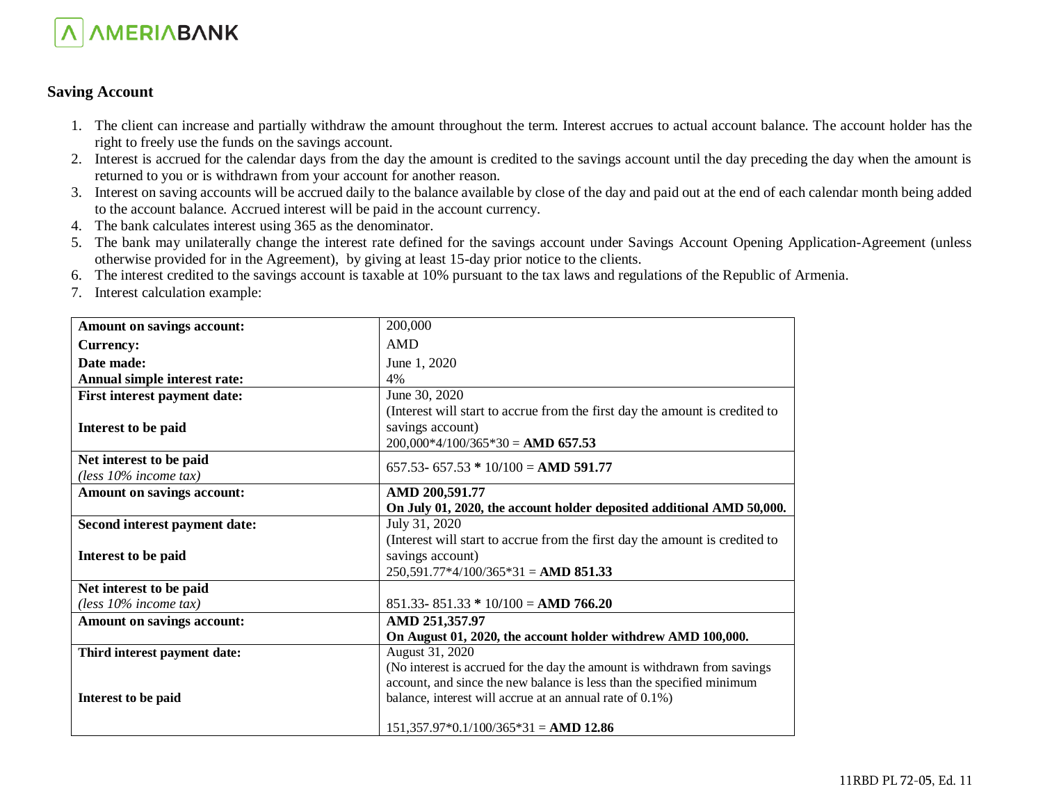## Saving Account

1. The client can increase and partially withdraw the amount throughout the term. Interest accrues to actual account balance. The account holder has the right to freely use the funds on the savings account.
2. Interest is accrued for the calendar days from the day the amount is credited to the savings account until the day preceding the day when the amount is returned to you or is withdrawn from your account for another reason.
3. Interest on saving accounts will be accrued daily to the balance available by close of the day and paid out at the end of each calendar month being added to the account balance. Accrued interest will be paid in the account currency.
4. The bank calculates interest using 365 as the denominator.
5. The bank may unilaterally change the interest rate defined for the savings account under Savings Account Opening Application-Agreement (unless otherwise provided for in the Agreement), by giving at least 15-day prior notice to the clients.
6. The interest credited to the savings account is taxable at 10% pursuant to the tax laws and regulations of the Republic of Armenia.
7. Interest calculation example:

| | |
|---|---|
| **Amount on savings account:** | 200,000 |
| **Currency:** | AMD |
| **Date made:** | June 1, 2020 |
| **Annual simple interest rate:** | 4% |
| **First interest payment date:**<br><br>**Interest to be paid** | June 30, 2020<br>(Interest will start to accrue from the first day the amount is credited to savings account)<br>200,000*4/100/365*30 = **AMD 657.53** |
| **Net interest to be paid**<br>*(less 10% income tax)* | 657.53- 657.53 **\*** 10/100 = **AMD 591.77** |
| **Amount on savings account:** | **AMD 200,591.77**<br>**On July 01, 2020, the account holder deposited additional AMD 50,000.** |
| **Second interest payment date:**<br><br>**Interest to be paid** | July 31, 2020<br>(Interest will start to accrue from the first day the amount is credited to savings account)<br>250,591.77*4/100/365*31 = **AMD 851.33** |
| **Net interest to be paid**<br>*(less 10% income tax)* | 851.33- 851.33 **\*** 10/100 = **AMD 766.20** |
| **Amount on savings account:** | **AMD 251,357.97**<br>**On August 01, 2020, the account holder withdrew AMD 100,000.** |
| **Third interest payment date:**<br><br>**Interest to be paid** | August 31, 2020<br>(No interest is accrued for the day the amount is withdrawn from savings account, and since the new balance is less than the specified minimum balance, interest will accrue at an annual rate of 0.1%)<br><br>151,357.97*0.1/100/365*31 = **AMD 12.86** |

11RBD PL 72-05, Ed. 11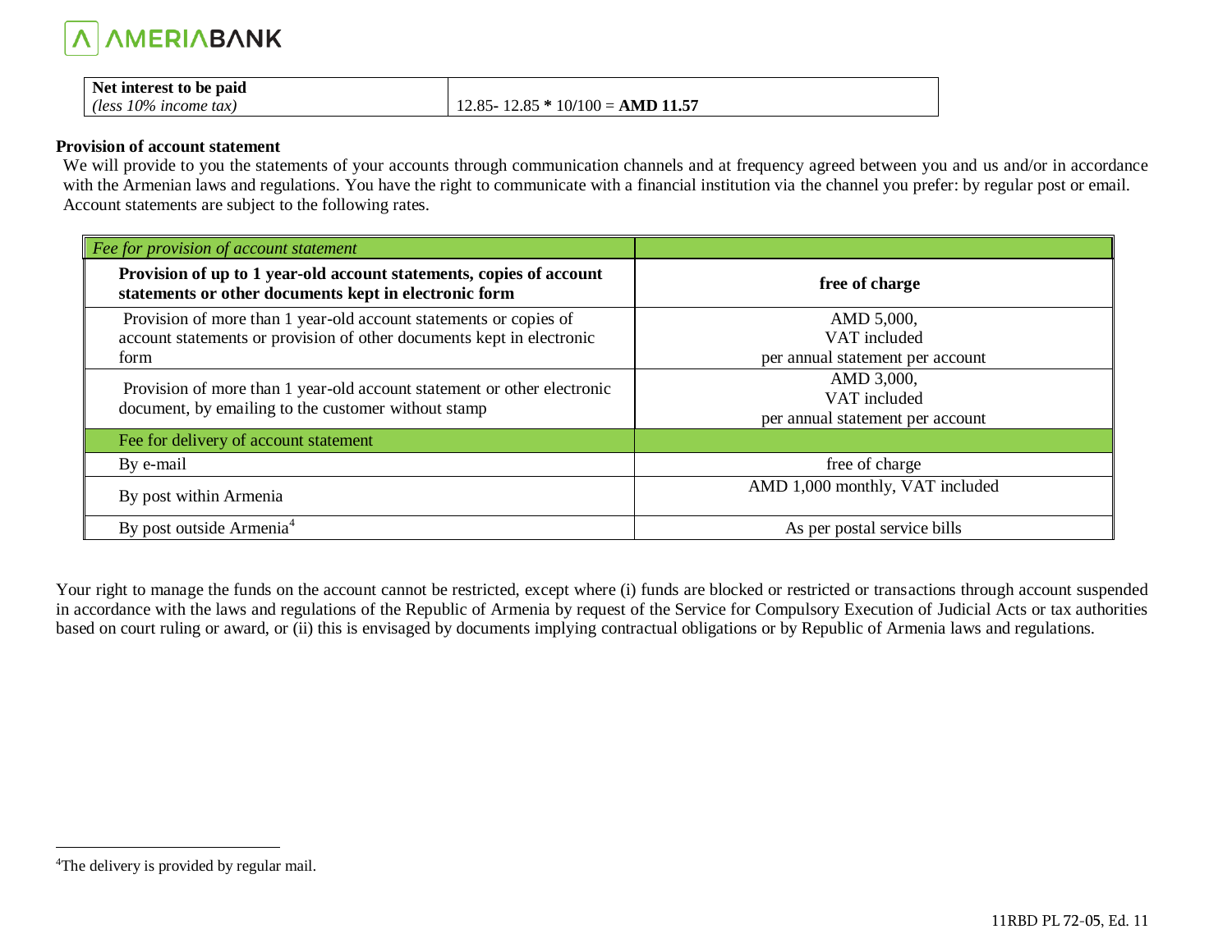| | |
|---|---|
| **Net interest to be paid** *(less 10% income tax)* | 12.85- 12.85 * 10/100 = **AMD 11.57** |

**Provision of account statement**

We will provide to you the statements of your accounts through communication channels and at frequency agreed between you and us and/or in accordance with the Armenian laws and regulations. You have the right to communicate with a financial institution via the channel you prefer: by regular post or email. Account statements are subject to the following rates.

| *Fee for provision of account statement* | |
|---|---|
| **Provision of up to 1 year-old account statements, copies of account statements or other documents kept in electronic form** | **free of charge** |
| Provision of more than 1 year-old account statements or copies of account statements or provision of other documents kept in electronic form | AMD 5,000, VAT included per annual statement per account |
| Provision of more than 1 year-old account statement or other electronic document, by emailing to the customer without stamp | AMD 3,000, VAT included per annual statement per account |
| Fee for delivery of account statement | |
| By e-mail | free of charge |
| By post within Armenia | AMD 1,000 monthly, VAT included |
| By post outside Armenia[4] | As per postal service bills |

Your right to manage the funds on the account cannot be restricted, except where (i) funds are blocked or restricted or transactions through account suspended in accordance with the laws and regulations of the Republic of Armenia by request of the Service for Compulsory Execution of Judicial Acts or tax authorities based on court ruling or award, or (ii) this is envisaged by documents implying contractual obligations or by Republic of Armenia laws and regulations.

[4] The delivery is provided by regular mail.

11RBD PL 72-05, Ed. 11